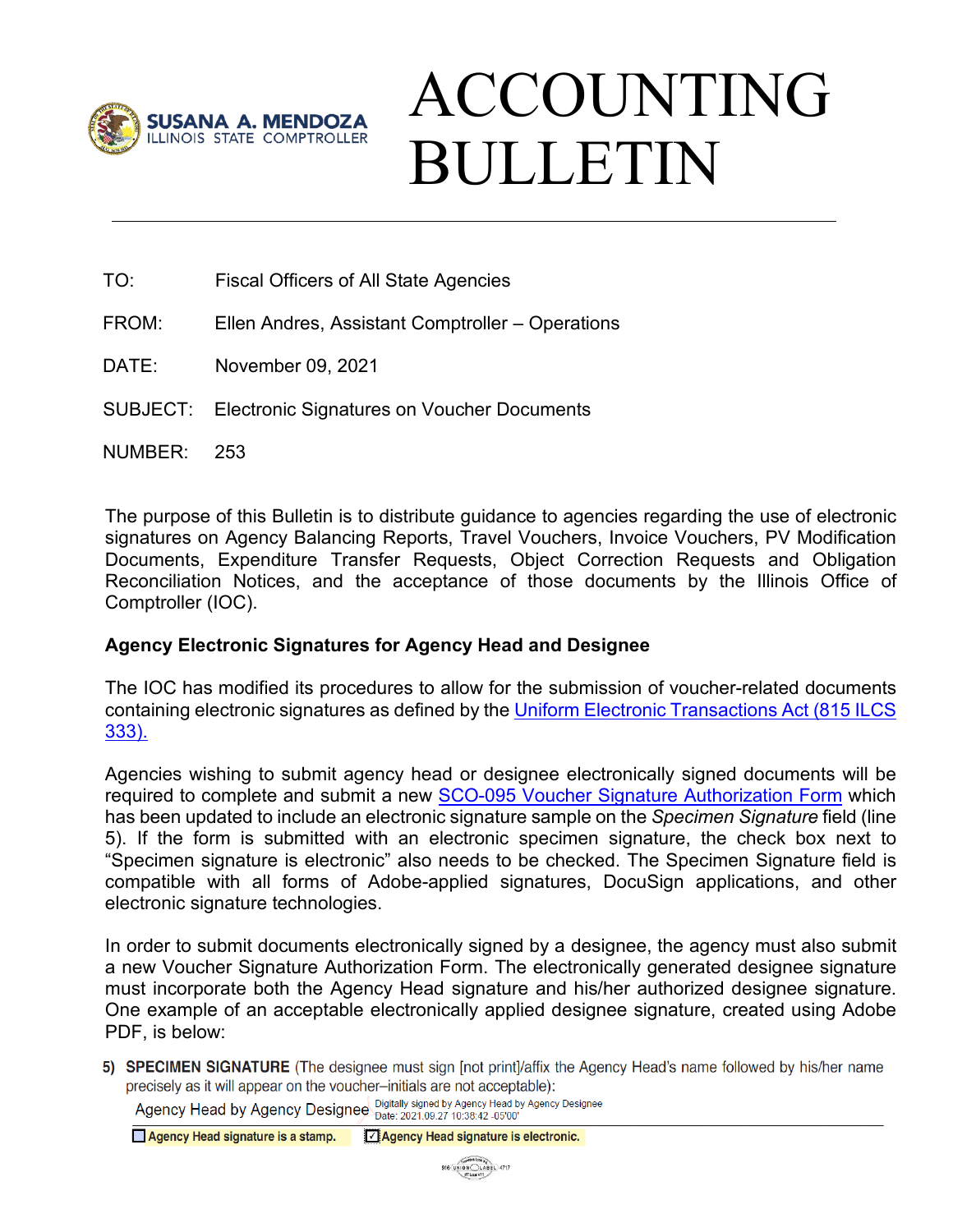SUSANA A. MENDOZA
ILLINOIS STATE COMPTROLLER

# ACCOUNTING BULLETIN

TO: Fiscal Officers of All State Agencies

FROM: Ellen Andres, Assistant Comptroller – Operations

DATE: November 09, 2021

SUBJECT: Electronic Signatures on Voucher Documents

NUMBER: 253

The purpose of this Bulletin is to distribute guidance to agencies regarding the use of electronic signatures on Agency Balancing Reports, Travel Vouchers, Invoice Vouchers, PV Modification Documents, Expenditure Transfer Requests, Object Correction Requests and Obligation Reconciliation Notices, and the acceptance of those documents by the Illinois Office of Comptroller (IOC).

**Agency Electronic Signatures for Agency Head and Designee**

The IOC has modified its procedures to allow for the submission of voucher-related documents containing electronic signatures as defined by the [Uniform Electronic Transactions Act (815 ILCS 333).]()

Agencies wishing to submit agency head or designee electronically signed documents will be required to complete and submit a new [SCO-095 Voucher Signature Authorization Form]() which has been updated to include an electronic signature sample on the *Specimen Signature* field (line 5). If the form is submitted with an electronic specimen signature, the check box next to "Specimen signature is electronic" also needs to be checked. The Specimen Signature field is compatible with all forms of Adobe-applied signatures, DocuSign applications, and other electronic signature technologies.

In order to submit documents electronically signed by a designee, the agency must also submit a new Voucher Signature Authorization Form. The electronically generated designee signature must incorporate both the Agency Head signature and his/her authorized designee signature. One example of an acceptable electronically applied designee signature, created using Adobe PDF, is below:

**5) SPECIMEN SIGNATURE** (The designee must sign [not print]/affix the Agency Head's name followed by his/her name precisely as it will appear on the voucher–initials are not acceptable):

Agency Head by Agency Designee — Digitally signed by Agency Head by Agency Designee Date: 2021.09.27 10:38:42 -05'00'

☐ Agency Head signature is a stamp. ☑ Agency Head signature is electronic.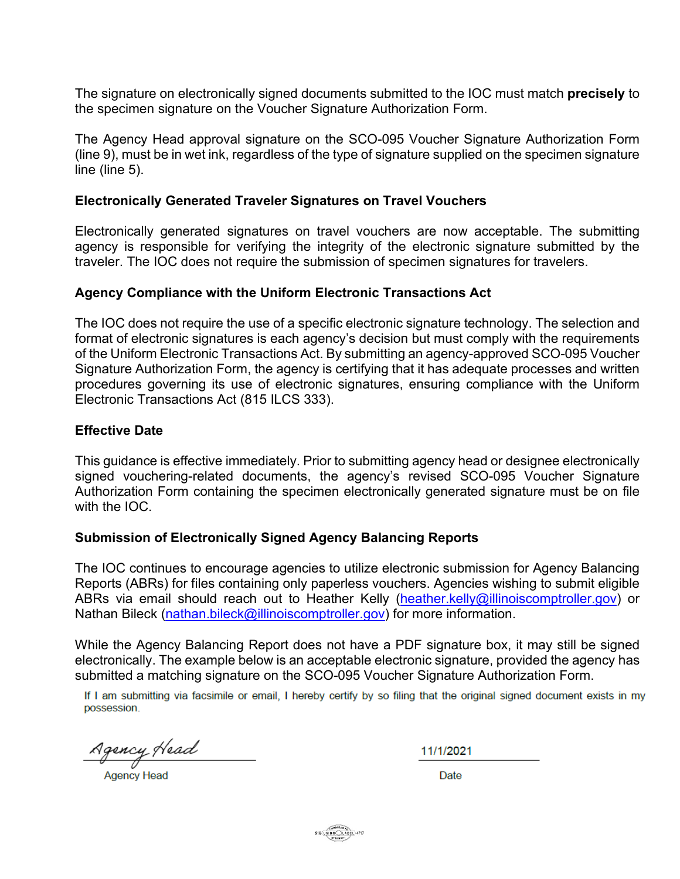The signature on electronically signed documents submitted to the IOC must match **precisely** to the specimen signature on the Voucher Signature Authorization Form.

The Agency Head approval signature on the SCO-095 Voucher Signature Authorization Form (line 9), must be in wet ink, regardless of the type of signature supplied on the specimen signature line (line 5).

**Electronically Generated Traveler Signatures on Travel Vouchers**

Electronically generated signatures on travel vouchers are now acceptable. The submitting agency is responsible for verifying the integrity of the electronic signature submitted by the traveler. The IOC does not require the submission of specimen signatures for travelers.

**Agency Compliance with the Uniform Electronic Transactions Act**

The IOC does not require the use of a specific electronic signature technology. The selection and format of electronic signatures is each agency's decision but must comply with the requirements of the Uniform Electronic Transactions Act. By submitting an agency-approved SCO-095 Voucher Signature Authorization Form, the agency is certifying that it has adequate processes and written procedures governing its use of electronic signatures, ensuring compliance with the Uniform Electronic Transactions Act (815 ILCS 333).

**Effective Date**

This guidance is effective immediately. Prior to submitting agency head or designee electronically signed vouchering-related documents, the agency's revised SCO-095 Voucher Signature Authorization Form containing the specimen electronically generated signature must be on file with the IOC.

**Submission of Electronically Signed Agency Balancing Reports**

The IOC continues to encourage agencies to utilize electronic submission for Agency Balancing Reports (ABRs) for files containing only paperless vouchers. Agencies wishing to submit eligible ABRs via email should reach out to Heather Kelly (heather.kelly@illinoiscomptroller.gov) or Nathan Bileck (nathan.bileck@illinoiscomptroller.gov) for more information.

While the Agency Balancing Report does not have a PDF signature box, it may still be signed electronically. The example below is an acceptable electronic signature, provided the agency has submitted a matching signature on the SCO-095 Voucher Signature Authorization Form.

If I am submitting via facsimile or email, I hereby certify by so filing that the original signed document exists in my possession.

*Agency Head* — 11/1/2021

Agency Head — Date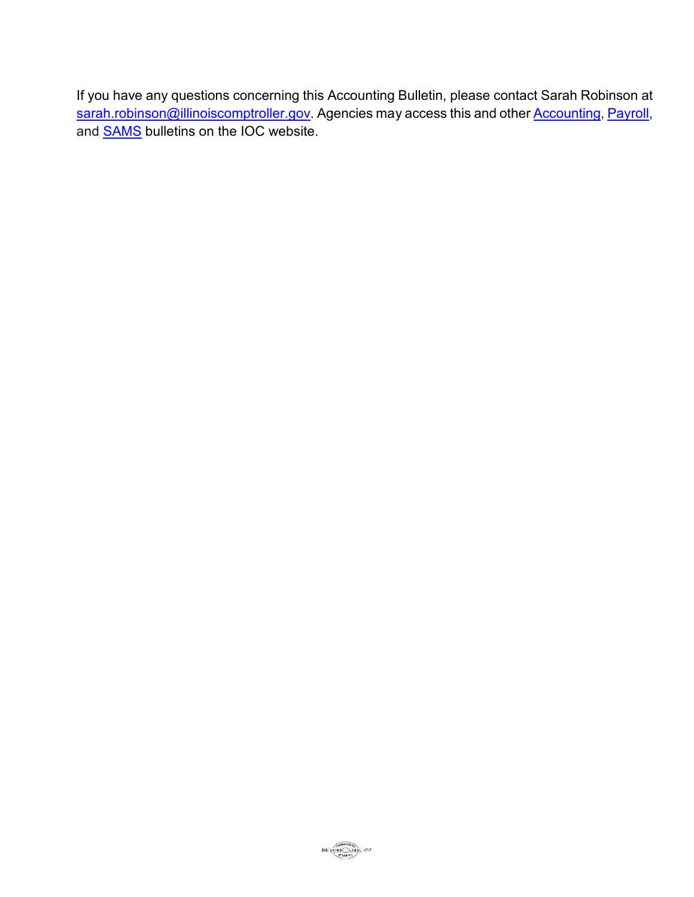If you have any questions concerning this Accounting Bulletin, please contact Sarah Robinson at sarah.robinson@illinoiscomptroller.gov. Agencies may access this and other Accounting, Payroll, and SAMS bulletins on the IOC website.